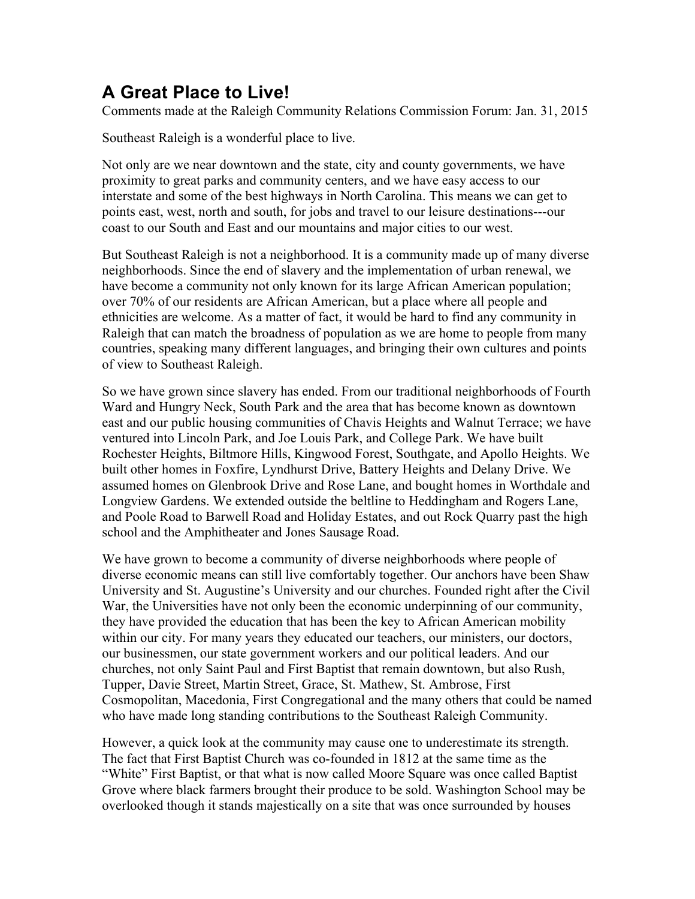# A Great Place to Live!

Comments made at the Raleigh Community Relations Commission Forum: Jan. 31, 2015

Southeast Raleigh is a wonderful place to live.

Not only are we near downtown and the state, city and county governments, we have proximity to great parks and community centers, and we have easy access to our interstate and some of the best highways in North Carolina. This means we can get to points east, west, north and south, for jobs and travel to our leisure destinations---our coast to our South and East and our mountains and major cities to our west.

But Southeast Raleigh is not a neighborhood. It is a community made up of many diverse neighborhoods. Since the end of slavery and the implementation of urban renewal, we have become a community not only known for its large African American population; over 70% of our residents are African American, but a place where all people and ethnicities are welcome. As a matter of fact, it would be hard to find any community in Raleigh that can match the broadness of population as we are home to people from many countries, speaking many different languages, and bringing their own cultures and points of view to Southeast Raleigh.

So we have grown since slavery has ended. From our traditional neighborhoods of Fourth Ward and Hungry Neck, South Park and the area that has become known as downtown east and our public housing communities of Chavis Heights and Walnut Terrace; we have ventured into Lincoln Park, and Joe Louis Park, and College Park. We have built Rochester Heights, Biltmore Hills, Kingwood Forest, Southgate, and Apollo Heights. We built other homes in Foxfire, Lyndhurst Drive, Battery Heights and Delany Drive. We assumed homes on Glenbrook Drive and Rose Lane, and bought homes in Worthdale and Longview Gardens. We extended outside the beltline to Heddingham and Rogers Lane, and Poole Road to Barwell Road and Holiday Estates, and out Rock Quarry past the high school and the Amphitheater and Jones Sausage Road.

We have grown to become a community of diverse neighborhoods where people of diverse economic means can still live comfortably together. Our anchors have been Shaw University and St. Augustine's University and our churches. Founded right after the Civil War, the Universities have not only been the economic underpinning of our community, they have provided the education that has been the key to African American mobility within our city. For many years they educated our teachers, our ministers, our doctors, our businessmen, our state government workers and our political leaders. And our churches, not only Saint Paul and First Baptist that remain downtown, but also Rush, Tupper, Davie Street, Martin Street, Grace, St. Mathew, St. Ambrose, First Cosmopolitan, Macedonia, First Congregational and the many others that could be named who have made long standing contributions to the Southeast Raleigh Community.

However, a quick look at the community may cause one to underestimate its strength. The fact that First Baptist Church was co-founded in 1812 at the same time as the "White" First Baptist, or that what is now called Moore Square was once called Baptist Grove where black farmers brought their produce to be sold. Washington School may be overlooked though it stands majestically on a site that was once surrounded by houses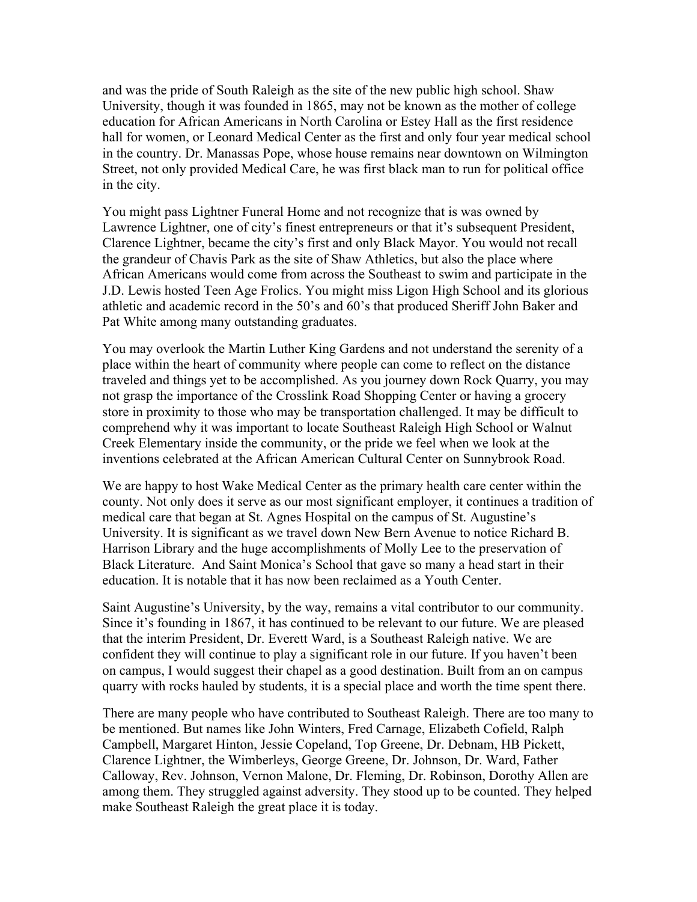and was the pride of South Raleigh as the site of the new public high school. Shaw University, though it was founded in 1865, may not be known as the mother of college education for African Americans in North Carolina or Estey Hall as the first residence hall for women, or Leonard Medical Center as the first and only four year medical school in the country. Dr. Manassas Pope, whose house remains near downtown on Wilmington Street, not only provided Medical Care, he was first black man to run for political office in the city.

You might pass Lightner Funeral Home and not recognize that is was owned by Lawrence Lightner, one of city's finest entrepreneurs or that it's subsequent President, Clarence Lightner, became the city's first and only Black Mayor. You would not recall the grandeur of Chavis Park as the site of Shaw Athletics, but also the place where African Americans would come from across the Southeast to swim and participate in the J.D. Lewis hosted Teen Age Frolics. You might miss Ligon High School and its glorious athletic and academic record in the 50's and 60's that produced Sheriff John Baker and Pat White among many outstanding graduates.

You may overlook the Martin Luther King Gardens and not understand the serenity of a place within the heart of community where people can come to reflect on the distance traveled and things yet to be accomplished. As you journey down Rock Quarry, you may not grasp the importance of the Crosslink Road Shopping Center or having a grocery store in proximity to those who may be transportation challenged. It may be difficult to comprehend why it was important to locate Southeast Raleigh High School or Walnut Creek Elementary inside the community, or the pride we feel when we look at the inventions celebrated at the African American Cultural Center on Sunnybrook Road.

We are happy to host Wake Medical Center as the primary health care center within the county. Not only does it serve as our most significant employer, it continues a tradition of medical care that began at St. Agnes Hospital on the campus of St. Augustine's University. It is significant as we travel down New Bern Avenue to notice Richard B. Harrison Library and the huge accomplishments of Molly Lee to the preservation of Black Literature. And Saint Monica's School that gave so many a head start in their education. It is notable that it has now been reclaimed as a Youth Center.

Saint Augustine's University, by the way, remains a vital contributor to our community. Since it's founding in 1867, it has continued to be relevant to our future. We are pleased that the interim President, Dr. Everett Ward, is a Southeast Raleigh native. We are confident they will continue to play a significant role in our future. If you haven't been on campus, I would suggest their chapel as a good destination. Built from an on campus quarry with rocks hauled by students, it is a special place and worth the time spent there.

There are many people who have contributed to Southeast Raleigh. There are too many to be mentioned. But names like John Winters, Fred Carnage, Elizabeth Cofield, Ralph Campbell, Margaret Hinton, Jessie Copeland, Top Greene, Dr. Debnam, HB Pickett, Clarence Lightner, the Wimberleys, George Greene, Dr. Johnson, Dr. Ward, Father Calloway, Rev. Johnson, Vernon Malone, Dr. Fleming, Dr. Robinson, Dorothy Allen are among them. They struggled against adversity. They stood up to be counted. They helped make Southeast Raleigh the great place it is today.